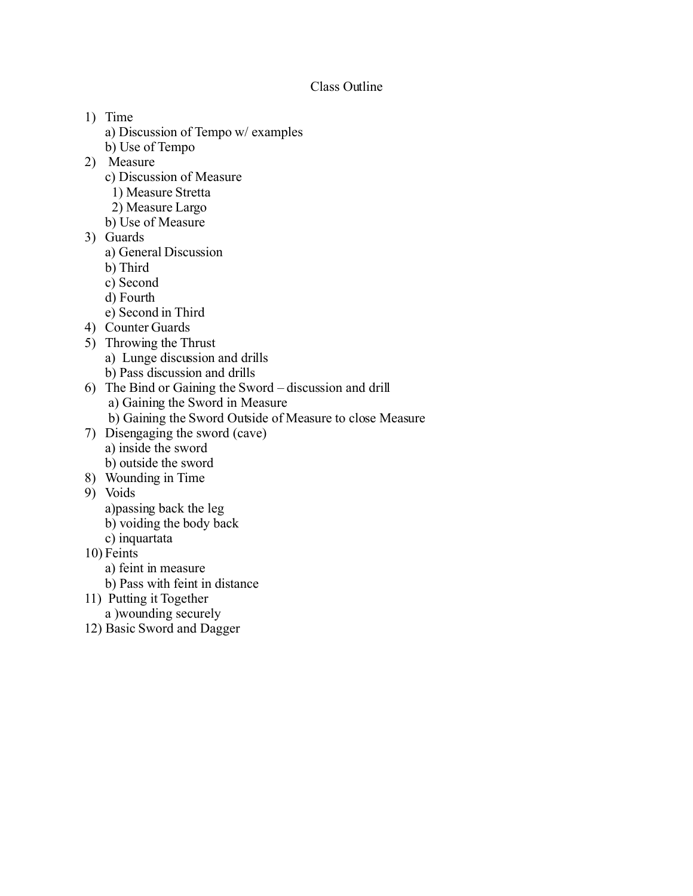# Class Outline

1) Time
   a) Discussion of Tempo w/ examples
   b) Use of Tempo
2) Measure
   c) Discussion of Measure
      1) Measure Stretta
      2) Measure Largo
   b) Use of Measure
3) Guards
   a) General Discussion
   b) Third
   c) Second
   d) Fourth
   e) Second in Third
4) Counter Guards
5) Throwing the Thrust
   a) Lunge discussion and drills
   b) Pass discussion and drills
6) The Bind or Gaining the Sword – discussion and drill
   a) Gaining the Sword in Measure
   b) Gaining the Sword Outside of Measure to close Measure
7) Disengaging the sword (cave)
   a) inside the sword
   b) outside the sword
8) Wounding in Time
9) Voids
   a)passing back the leg
   b) voiding the body back
   c) inquartata
10) Feints
    a) feint in measure
    b) Pass with feint in distance
11) Putting it Together
    a )wounding securely
12) Basic Sword and Dagger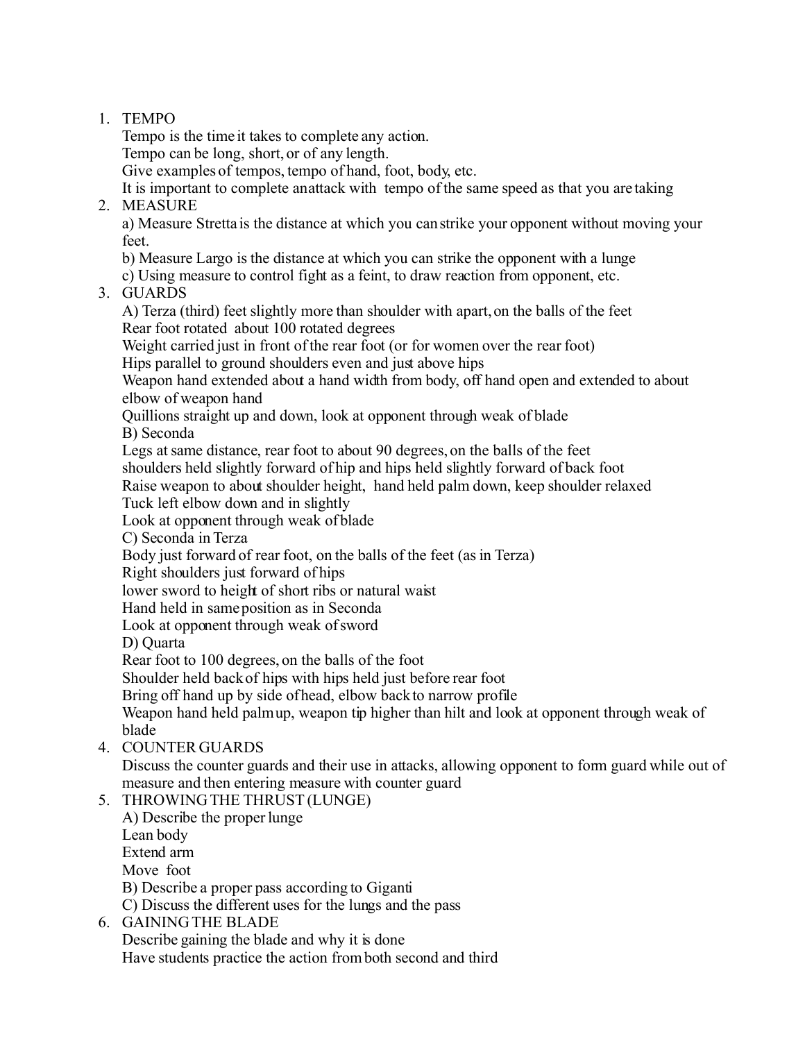1. TEMPO

   Tempo is the time it takes to complete any action.

   Tempo can be long, short, or of any length.

   Give examples of tempos, tempo of hand, foot, body, etc.

   It is important to complete an attack with tempo of the same speed as that you are taking

2. MEASURE

   a) Measure Stretta is the distance at which you can strike your opponent without moving your feet.

   b) Measure Largo is the distance at which you can strike the opponent with a lunge

   c) Using measure to control fight as a feint, to draw reaction from opponent, etc.

3. GUARDS

   A) Terza (third) feet slightly more than shoulder with apart, on the balls of the feet

   Rear foot rotated about 100 rotated degrees

   Weight carried just in front of the rear foot (or for women over the rear foot)

   Hips parallel to ground shoulders even and just above hips

   Weapon hand extended about a hand width from body, off hand open and extended to about elbow of weapon hand

   Quillions straight up and down, look at opponent through weak of blade

   B) Seconda

   Legs at same distance, rear foot to about 90 degrees, on the balls of the feet

   shoulders held slightly forward of hip and hips held slightly forward of back foot

   Raise weapon to about shoulder height, hand held palm down, keep shoulder relaxed

   Tuck left elbow down and in slightly

   Look at opponent through weak of blade

   C) Seconda in Terza

   Body just forward of rear foot, on the balls of the feet (as in Terza)

   Right shoulders just forward of hips

   lower sword to height of short ribs or natural waist

   Hand held in same position as in Seconda

   Look at opponent through weak of sword

   D) Quarta

   Rear foot to 100 degrees, on the balls of the foot

   Shoulder held back of hips with hips held just before rear foot

   Bring off hand up by side of head, elbow back to narrow profile

   Weapon hand held palm up, weapon tip higher than hilt and look at opponent through weak of blade

4. COUNTER GUARDS

   Discuss the counter guards and their use in attacks, allowing opponent to form guard while out of measure and then entering measure with counter guard

5. THROWING THE THRUST (LUNGE)

   A) Describe the proper lunge

   Lean body

   Extend arm

   Move foot

   B) Describe a proper pass according to Giganti

   C) Discuss the different uses for the lungs and the pass

6. GAINING THE BLADE

   Describe gaining the blade and why it is done

   Have students practice the action from both second and third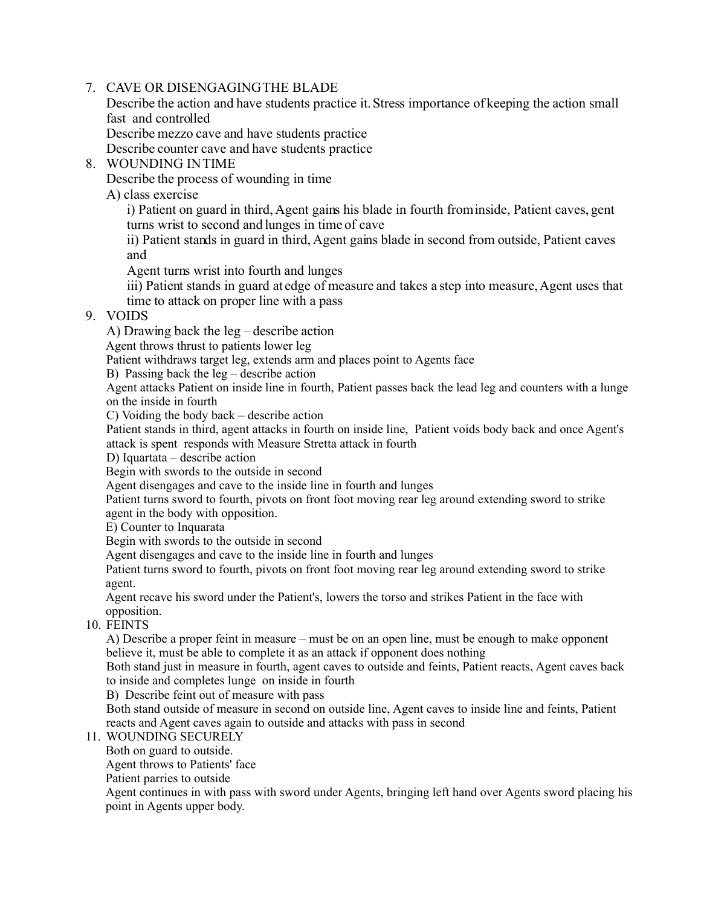7. CAVE OR DISENGAGINGTHE BLADE

   Describe the action and have students practice it. Stress importance of keeping the action small fast and controlled

   Describe mezzo cave and have students practice

   Describe counter cave and have students practice

8. WOUNDING IN TIME

   Describe the process of wounding in time

   A) class exercise

      i) Patient on guard in third, Agent gains his blade in fourth frominside, Patient caves, gent turns wrist to second and lunges in time of cave

      ii) Patient stands in guard in third, Agent gains blade in second from outside, Patient caves and

      Agent turns wrist into fourth and lunges

      iii) Patient stands in guard at edge of measure and takes a step into measure, Agent uses that time to attack on proper line with a pass

9. VOIDS

   A) Drawing back the leg – describe action

   Agent throws thrust to patients lower leg

   Patient withdraws target leg, extends arm and places point to Agents face

   B) Passing back the leg – describe action

   Agent attacks Patient on inside line in fourth, Patient passes back the lead leg and counters with a lunge on the inside in fourth

   C) Voiding the body back – describe action

   Patient stands in third, agent attacks in fourth on inside line, Patient voids body back and once Agent's attack is spent responds with Measure Stretta attack in fourth

   D) Iquartata – describe action

   Begin with swords to the outside in second

   Agent disengages and cave to the inside line in fourth and lunges

   Patient turns sword to fourth, pivots on front foot moving rear leg around extending sword to strike agent in the body with opposition.

   E) Counter to Inquarata

   Begin with swords to the outside in second

   Agent disengages and cave to the inside line in fourth and lunges

   Patient turns sword to fourth, pivots on front foot moving rear leg around extending sword to strike agent.

   Agent recave his sword under the Patient's, lowers the torso and strikes Patient in the face with opposition.

10. FEINTS

    A) Describe a proper feint in measure – must be on an open line, must be enough to make opponent believe it, must be able to complete it as an attack if opponent does nothing

    Both stand just in measure in fourth, agent caves to outside and feints, Patient reacts, Agent caves back to inside and completes lunge on inside in fourth

    B) Describe feint out of measure with pass

    Both stand outside of measure in second on outside line, Agent caves to inside line and feints, Patient reacts and Agent caves again to outside and attacks with pass in second

11. WOUNDING SECURELY

    Both on guard to outside.

    Agent throws to Patients' face

    Patient parries to outside

    Agent continues in with pass with sword under Agents, bringing left hand over Agents sword placing his point in Agents upper body.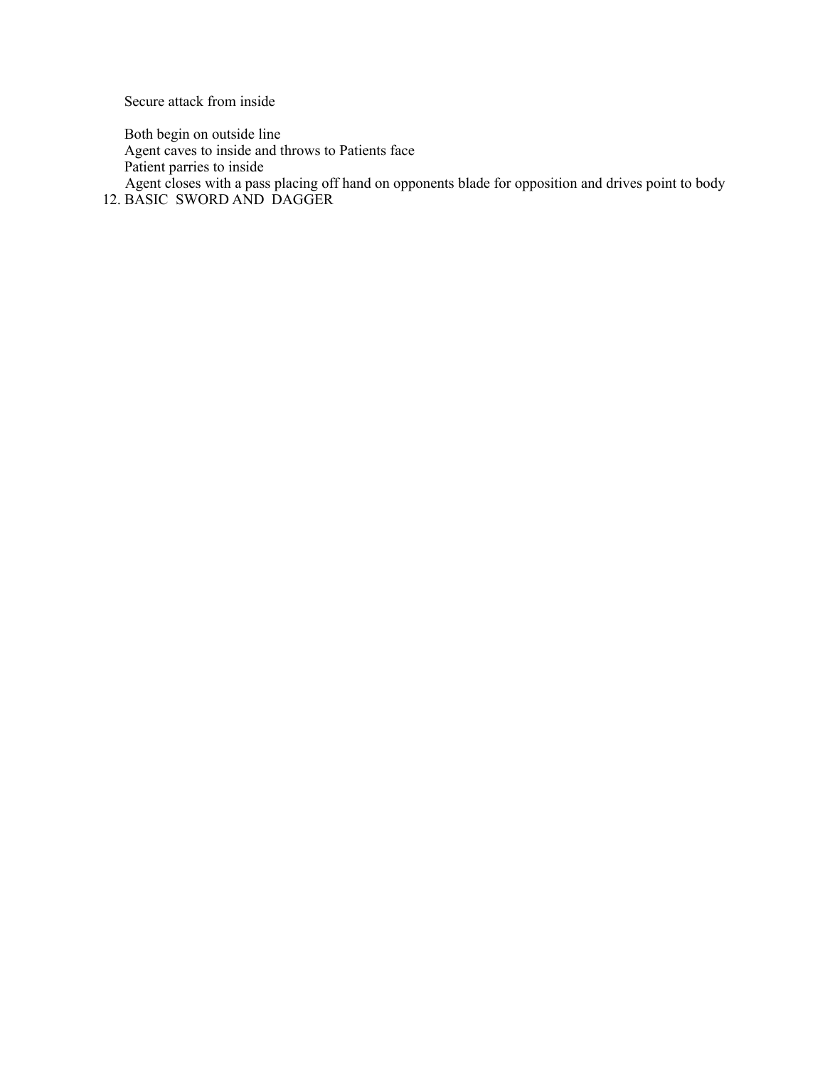Secure attack from inside

Both begin on outside line
Agent caves to inside and throws to Patients face
Patient parries to inside
Agent closes with a pass placing off hand on opponents blade for opposition and drives point to body

12. BASIC SWORD AND DAGGER